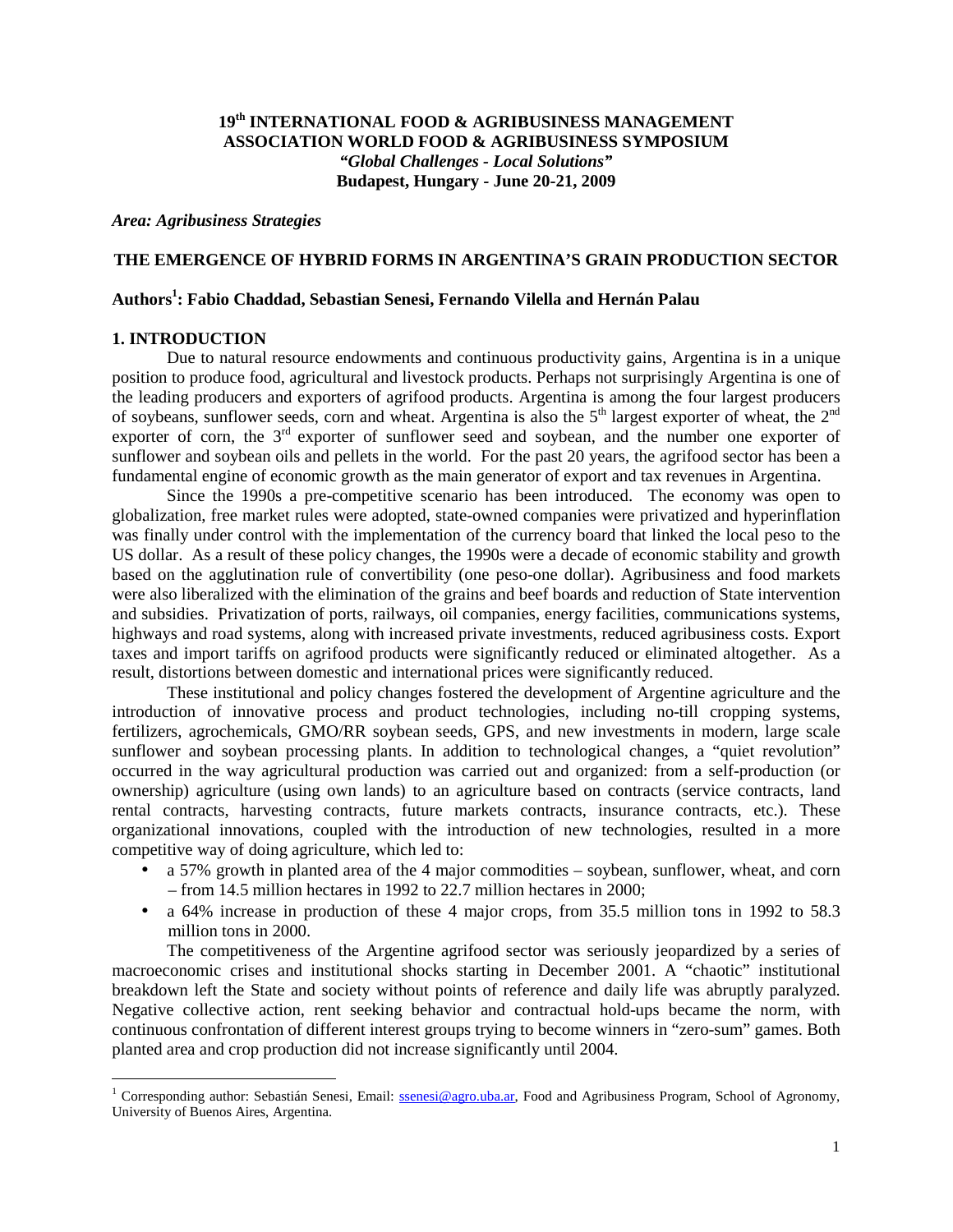**19th INTERNATIONAL FOOD & AGRIBUSINESS MANAGEMENT ASSOCIATION WORLD FOOD & AGRIBUSINESS SYMPOSIUM**
***"Global Challenges - Local Solutions"***
**Budapest, Hungary - June 20-21, 2009**

***Area: Agribusiness Strategies***

# THE EMERGENCE OF HYBRID FORMS IN ARGENTINA'S GRAIN PRODUCTION SECTOR

**Authors[1]: Fabio Chaddad, Sebastian Senesi, Fernando Vilella and Hernán Palau**

## 1. INTRODUCTION

Due to natural resource endowments and continuous productivity gains, Argentina is in a unique position to produce food, agricultural and livestock products. Perhaps not surprisingly Argentina is one of the leading producers and exporters of agrifood products. Argentina is among the four largest producers of soybeans, sunflower seeds, corn and wheat. Argentina is also the 5th largest exporter of wheat, the 2nd exporter of corn, the 3rd exporter of sunflower seed and soybean, and the number one exporter of sunflower and soybean oils and pellets in the world. For the past 20 years, the agrifood sector has been a fundamental engine of economic growth as the main generator of export and tax revenues in Argentina.

Since the 1990s a pre-competitive scenario has been introduced. The economy was open to globalization, free market rules were adopted, state-owned companies were privatized and hyperinflation was finally under control with the implementation of the currency board that linked the local peso to the US dollar. As a result of these policy changes, the 1990s were a decade of economic stability and growth based on the agglutination rule of convertibility (one peso-one dollar). Agribusiness and food markets were also liberalized with the elimination of the grains and beef boards and reduction of State intervention and subsidies. Privatization of ports, railways, oil companies, energy facilities, communications systems, highways and road systems, along with increased private investments, reduced agribusiness costs. Export taxes and import tariffs on agrifood products were significantly reduced or eliminated altogether. As a result, distortions between domestic and international prices were significantly reduced.

These institutional and policy changes fostered the development of Argentine agriculture and the introduction of innovative process and product technologies, including no-till cropping systems, fertilizers, agrochemicals, GMO/RR soybean seeds, GPS, and new investments in modern, large scale sunflower and soybean processing plants. In addition to technological changes, a "quiet revolution" occurred in the way agricultural production was carried out and organized: from a self-production (or ownership) agriculture (using own lands) to an agriculture based on contracts (service contracts, land rental contracts, harvesting contracts, future markets contracts, insurance contracts, etc.). These organizational innovations, coupled with the introduction of new technologies, resulted in a more competitive way of doing agriculture, which led to:

- a 57% growth in planted area of the 4 major commodities – soybean, sunflower, wheat, and corn – from 14.5 million hectares in 1992 to 22.7 million hectares in 2000;
- a 64% increase in production of these 4 major crops, from 35.5 million tons in 1992 to 58.3 million tons in 2000.

The competitiveness of the Argentine agrifood sector was seriously jeopardized by a series of macroeconomic crises and institutional shocks starting in December 2001. A "chaotic" institutional breakdown left the State and society without points of reference and daily life was abruptly paralyzed. Negative collective action, rent seeking behavior and contractual hold-ups became the norm, with continuous confrontation of different interest groups trying to become winners in "zero-sum" games. Both planted area and crop production did not increase significantly until 2004.

---

[1] Corresponding author: Sebastián Senesi, Email: ssenesi@agro.uba.ar, Food and Agribusiness Program, School of Agronomy, University of Buenos Aires, Argentina.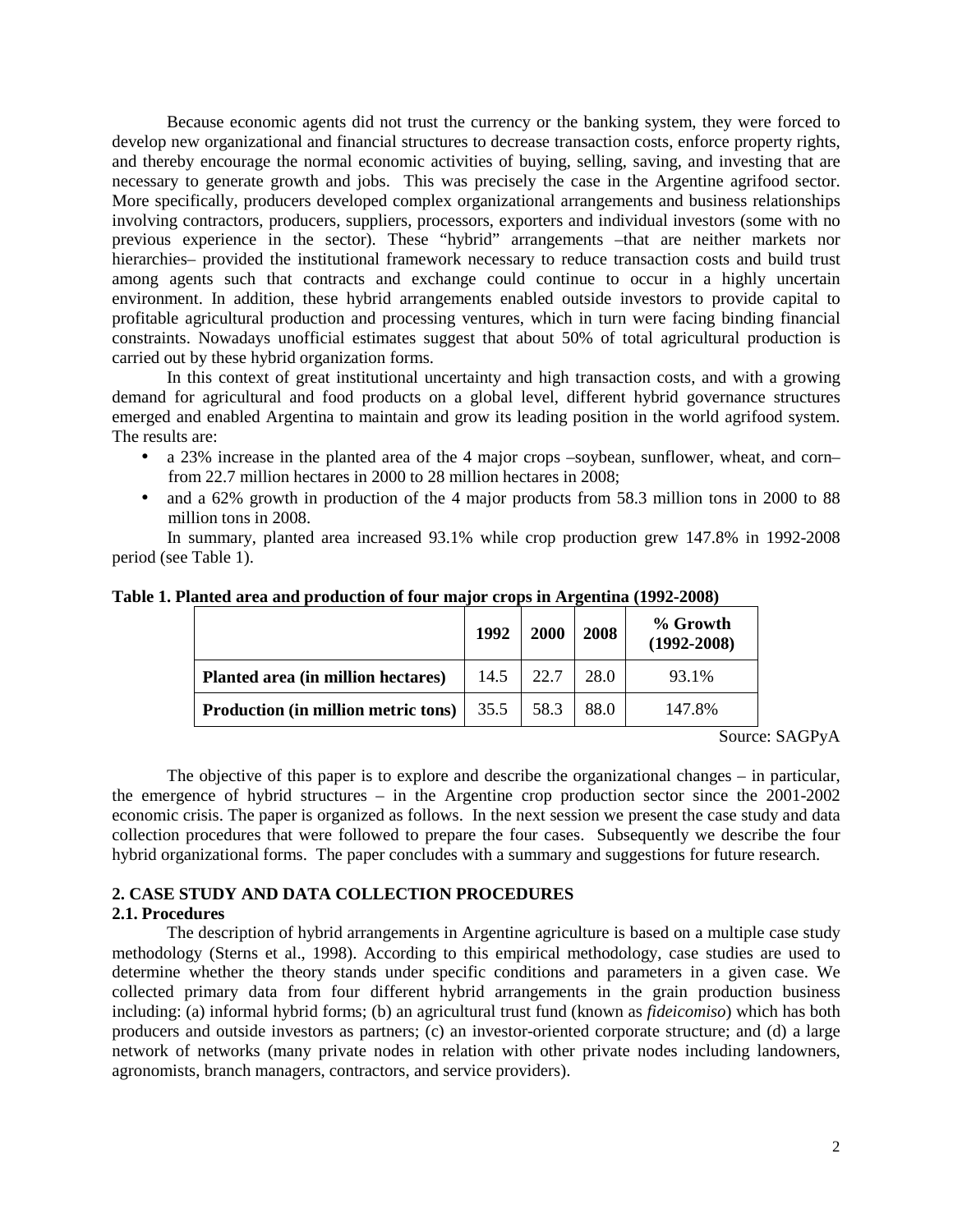Because economic agents did not trust the currency or the banking system, they were forced to develop new organizational and financial structures to decrease transaction costs, enforce property rights, and thereby encourage the normal economic activities of buying, selling, saving, and investing that are necessary to generate growth and jobs. This was precisely the case in the Argentine agrifood sector. More specifically, producers developed complex organizational arrangements and business relationships involving contractors, producers, suppliers, processors, exporters and individual investors (some with no previous experience in the sector). These "hybrid" arrangements –that are neither markets nor hierarchies– provided the institutional framework necessary to reduce transaction costs and build trust among agents such that contracts and exchange could continue to occur in a highly uncertain environment. In addition, these hybrid arrangements enabled outside investors to provide capital to profitable agricultural production and processing ventures, which in turn were facing binding financial constraints. Nowadays unofficial estimates suggest that about 50% of total agricultural production is carried out by these hybrid organization forms.

In this context of great institutional uncertainty and high transaction costs, and with a growing demand for agricultural and food products on a global level, different hybrid governance structures emerged and enabled Argentina to maintain and grow its leading position in the world agrifood system. The results are:

- a 23% increase in the planted area of the 4 major crops –soybean, sunflower, wheat, and corn– from 22.7 million hectares in 2000 to 28 million hectares in 2008;
- and a 62% growth in production of the 4 major products from 58.3 million tons in 2000 to 88 million tons in 2008.

In summary, planted area increased 93.1% while crop production grew 147.8% in 1992-2008 period (see Table 1).

**Table 1. Planted area and production of four major crops in Argentina (1992-2008)**

| | 1992 | 2000 | 2008 | % Growth (1992-2008) |
|---|---|---|---|---|
| **Planted area (in million hectares)** | 14.5 | 22.7 | 28.0 | 93.1% |
| **Production (in million metric tons)** | 35.5 | 58.3 | 88.0 | 147.8% |

Source: SAGPyA

The objective of this paper is to explore and describe the organizational changes – in particular, the emergence of hybrid structures – in the Argentine crop production sector since the 2001-2002 economic crisis. The paper is organized as follows. In the next session we present the case study and data collection procedures that were followed to prepare the four cases. Subsequently we describe the four hybrid organizational forms. The paper concludes with a summary and suggestions for future research.

## 2. CASE STUDY AND DATA COLLECTION PROCEDURES

### 2.1. Procedures

The description of hybrid arrangements in Argentine agriculture is based on a multiple case study methodology (Sterns et al., 1998). According to this empirical methodology, case studies are used to determine whether the theory stands under specific conditions and parameters in a given case. We collected primary data from four different hybrid arrangements in the grain production business including: (a) informal hybrid forms; (b) an agricultural trust fund (known as *fideicomiso*) which has both producers and outside investors as partners; (c) an investor-oriented corporate structure; and (d) a large network of networks (many private nodes in relation with other private nodes including landowners, agronomists, branch managers, contractors, and service providers).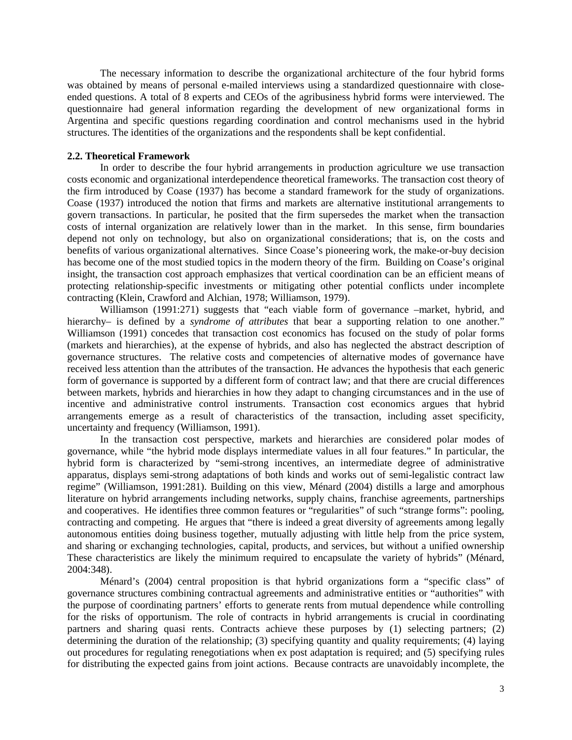The necessary information to describe the organizational architecture of the four hybrid forms was obtained by means of personal e-mailed interviews using a standardized questionnaire with close-ended questions. A total of 8 experts and CEOs of the agribusiness hybrid forms were interviewed. The questionnaire had general information regarding the development of new organizational forms in Argentina and specific questions regarding coordination and control mechanisms used in the hybrid structures. The identities of the organizations and the respondents shall be kept confidential.

**2.2. Theoretical Framework**

In order to describe the four hybrid arrangements in production agriculture we use transaction costs economic and organizational interdependence theoretical frameworks. The transaction cost theory of the firm introduced by Coase (1937) has become a standard framework for the study of organizations. Coase (1937) introduced the notion that firms and markets are alternative institutional arrangements to govern transactions. In particular, he posited that the firm supersedes the market when the transaction costs of internal organization are relatively lower than in the market. In this sense, firm boundaries depend not only on technology, but also on organizational considerations; that is, on the costs and benefits of various organizational alternatives. Since Coase's pioneering work, the make-or-buy decision has become one of the most studied topics in the modern theory of the firm. Building on Coase's original insight, the transaction cost approach emphasizes that vertical coordination can be an efficient means of protecting relationship-specific investments or mitigating other potential conflicts under incomplete contracting (Klein, Crawford and Alchian, 1978; Williamson, 1979).

Williamson (1991:271) suggests that "each viable form of governance –market, hybrid, and hierarchy– is defined by a *syndrome of attributes* that bear a supporting relation to one another." Williamson (1991) concedes that transaction cost economics has focused on the study of polar forms (markets and hierarchies), at the expense of hybrids, and also has neglected the abstract description of governance structures. The relative costs and competencies of alternative modes of governance have received less attention than the attributes of the transaction. He advances the hypothesis that each generic form of governance is supported by a different form of contract law; and that there are crucial differences between markets, hybrids and hierarchies in how they adapt to changing circumstances and in the use of incentive and administrative control instruments. Transaction cost economics argues that hybrid arrangements emerge as a result of characteristics of the transaction, including asset specificity, uncertainty and frequency (Williamson, 1991).

In the transaction cost perspective, markets and hierarchies are considered polar modes of governance, while "the hybrid mode displays intermediate values in all four features." In particular, the hybrid form is characterized by "semi-strong incentives, an intermediate degree of administrative apparatus, displays semi-strong adaptations of both kinds and works out of semi-legalistic contract law regime" (Williamson, 1991:281). Building on this view, Ménard (2004) distills a large and amorphous literature on hybrid arrangements including networks, supply chains, franchise agreements, partnerships and cooperatives. He identifies three common features or "regularities" of such "strange forms": pooling, contracting and competing. He argues that "there is indeed a great diversity of agreements among legally autonomous entities doing business together, mutually adjusting with little help from the price system, and sharing or exchanging technologies, capital, products, and services, but without a unified ownership These characteristics are likely the minimum required to encapsulate the variety of hybrids" (Ménard, 2004:348).

Ménard's (2004) central proposition is that hybrid organizations form a "specific class" of governance structures combining contractual agreements and administrative entities or "authorities" with the purpose of coordinating partners' efforts to generate rents from mutual dependence while controlling for the risks of opportunism. The role of contracts in hybrid arrangements is crucial in coordinating partners and sharing quasi rents. Contracts achieve these purposes by (1) selecting partners; (2) determining the duration of the relationship; (3) specifying quantity and quality requirements; (4) laying out procedures for regulating renegotiations when ex post adaptation is required; and (5) specifying rules for distributing the expected gains from joint actions. Because contracts are unavoidably incomplete, the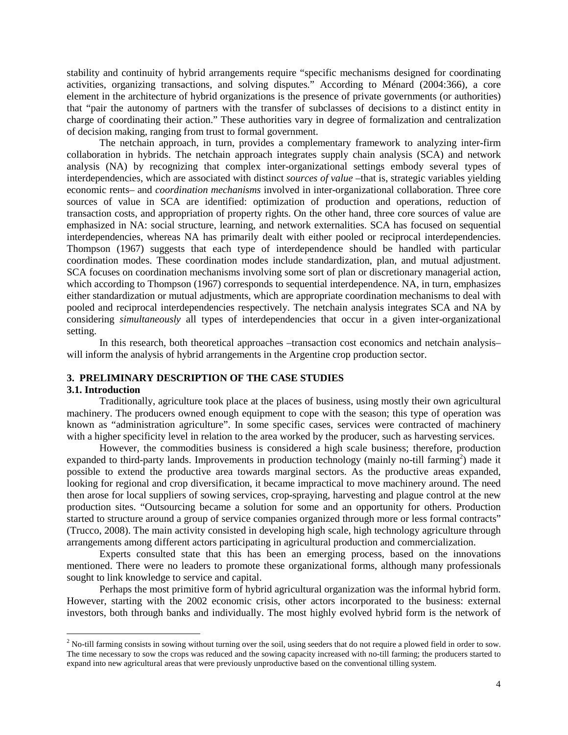stability and continuity of hybrid arrangements require "specific mechanisms designed for coordinating activities, organizing transactions, and solving disputes." According to Ménard (2004:366), a core element in the architecture of hybrid organizations is the presence of private governments (or authorities) that "pair the autonomy of partners with the transfer of subclasses of decisions to a distinct entity in charge of coordinating their action." These authorities vary in degree of formalization and centralization of decision making, ranging from trust to formal government.

The netchain approach, in turn, provides a complementary framework to analyzing inter-firm collaboration in hybrids. The netchain approach integrates supply chain analysis (SCA) and network analysis (NA) by recognizing that complex inter-organizational settings embody several types of interdependencies, which are associated with distinct *sources of value* –that is, strategic variables yielding economic rents– and *coordination mechanisms* involved in inter-organizational collaboration. Three core sources of value in SCA are identified: optimization of production and operations, reduction of transaction costs, and appropriation of property rights. On the other hand, three core sources of value are emphasized in NA: social structure, learning, and network externalities. SCA has focused on sequential interdependencies, whereas NA has primarily dealt with either pooled or reciprocal interdependencies. Thompson (1967) suggests that each type of interdependence should be handled with particular coordination modes. These coordination modes include standardization, plan, and mutual adjustment. SCA focuses on coordination mechanisms involving some sort of plan or discretionary managerial action, which according to Thompson (1967) corresponds to sequential interdependence. NA, in turn, emphasizes either standardization or mutual adjustments, which are appropriate coordination mechanisms to deal with pooled and reciprocal interdependencies respectively. The netchain analysis integrates SCA and NA by considering *simultaneously* all types of interdependencies that occur in a given inter-organizational setting.

In this research, both theoretical approaches –transaction cost economics and netchain analysis– will inform the analysis of hybrid arrangements in the Argentine crop production sector.

## 3. PRELIMINARY DESCRIPTION OF THE CASE STUDIES

### 3.1. Introduction

Traditionally, agriculture took place at the places of business, using mostly their own agricultural machinery. The producers owned enough equipment to cope with the season; this type of operation was known as "administration agriculture". In some specific cases, services were contracted of machinery with a higher specificity level in relation to the area worked by the producer, such as harvesting services.

However, the commodities business is considered a high scale business; therefore, production expanded to third-party lands. Improvements in production technology (mainly no-till farming[2]) made it possible to extend the productive area towards marginal sectors. As the productive areas expanded, looking for regional and crop diversification, it became impractical to move machinery around. The need then arose for local suppliers of sowing services, crop-spraying, harvesting and plague control at the new production sites. "Outsourcing became a solution for some and an opportunity for others. Production started to structure around a group of service companies organized through more or less formal contracts" (Trucco, 2008). The main activity consisted in developing high scale, high technology agriculture through arrangements among different actors participating in agricultural production and commercialization.

Experts consulted state that this has been an emerging process, based on the innovations mentioned. There were no leaders to promote these organizational forms, although many professionals sought to link knowledge to service and capital.

Perhaps the most primitive form of hybrid agricultural organization was the informal hybrid form. However, starting with the 2002 economic crisis, other actors incorporated to the business: external investors, both through banks and individually. The most highly evolved hybrid form is the network of

[2] No-till farming consists in sowing without turning over the soil, using seeders that do not require a plowed field in order to sow. The time necessary to sow the crops was reduced and the sowing capacity increased with no-till farming; the producers started to expand into new agricultural areas that were previously unproductive based on the conventional tilling system.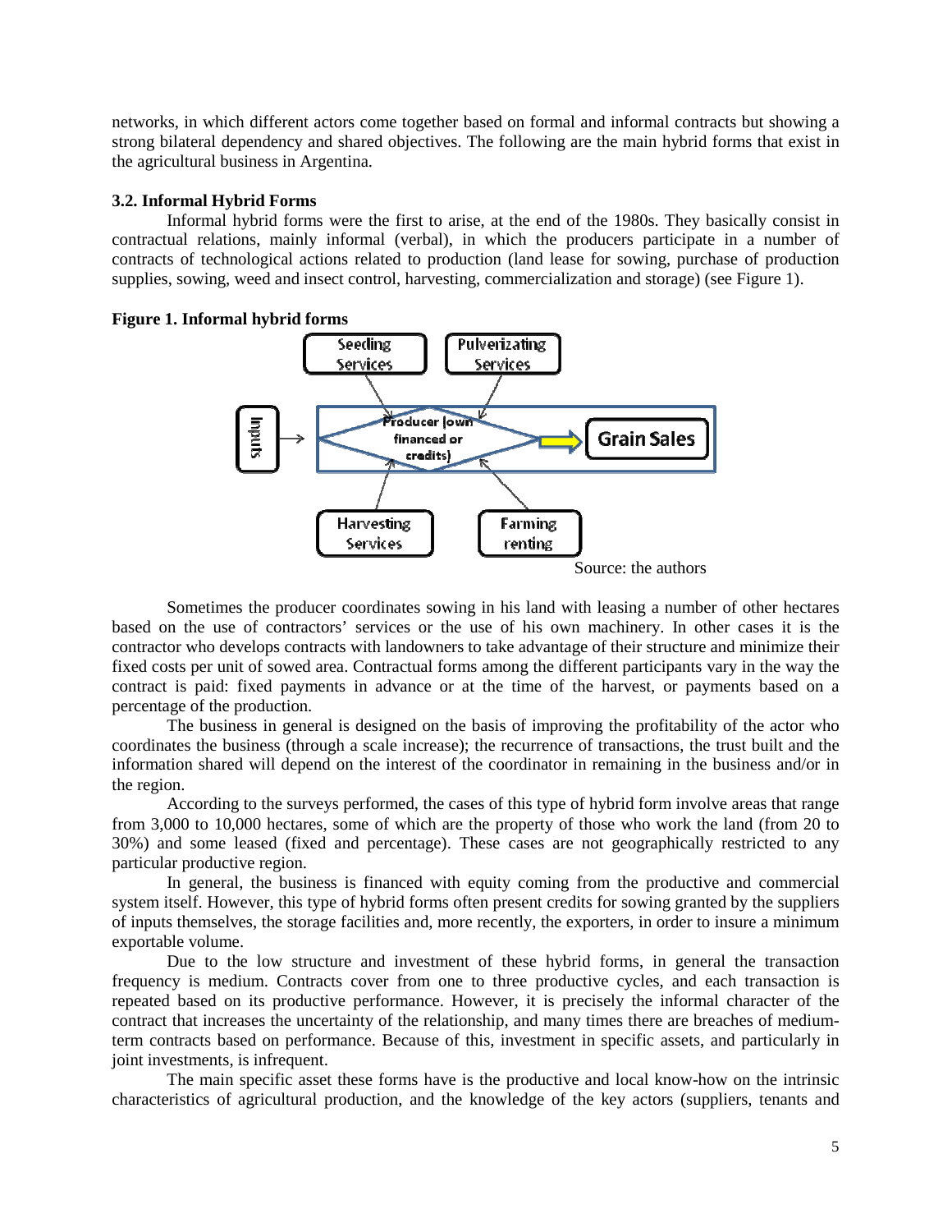networks, in which different actors come together based on formal and informal contracts but showing a strong bilateral dependency and shared objectives. The following are the main hybrid forms that exist in the agricultural business in Argentina.

### 3.2. Informal Hybrid Forms

Informal hybrid forms were the first to arise, at the end of the 1980s. They basically consist in contractual relations, mainly informal (verbal), in which the producers participate in a number of contracts of technological actions related to production (land lease for sowing, purchase of production supplies, sowing, weed and insect control, harvesting, commercialization and storage) (see Figure 1).

**Figure 1. Informal hybrid forms**

Seeding Services | Pulverizating Services | Inputs | Producer (own financed or credits) | Grain Sales | Harvesting Services | Farming renting

Source: the authors

Sometimes the producer coordinates sowing in his land with leasing a number of other hectares based on the use of contractors' services or the use of his own machinery. In other cases it is the contractor who develops contracts with landowners to take advantage of their structure and minimize their fixed costs per unit of sowed area. Contractual forms among the different participants vary in the way the contract is paid: fixed payments in advance or at the time of the harvest, or payments based on a percentage of the production.

The business in general is designed on the basis of improving the profitability of the actor who coordinates the business (through a scale increase); the recurrence of transactions, the trust built and the information shared will depend on the interest of the coordinator in remaining in the business and/or in the region.

According to the surveys performed, the cases of this type of hybrid form involve areas that range from 3,000 to 10,000 hectares, some of which are the property of those who work the land (from 20 to 30%) and some leased (fixed and percentage). These cases are not geographically restricted to any particular productive region.

In general, the business is financed with equity coming from the productive and commercial system itself. However, this type of hybrid forms often present credits for sowing granted by the suppliers of inputs themselves, the storage facilities and, more recently, the exporters, in order to insure a minimum exportable volume.

Due to the low structure and investment of these hybrid forms, in general the transaction frequency is medium. Contracts cover from one to three productive cycles, and each transaction is repeated based on its productive performance. However, it is precisely the informal character of the contract that increases the uncertainty of the relationship, and many times there are breaches of medium-term contracts based on performance. Because of this, investment in specific assets, and particularly in joint investments, is infrequent.

The main specific asset these forms have is the productive and local know-how on the intrinsic characteristics of agricultural production, and the knowledge of the key actors (suppliers, tenants and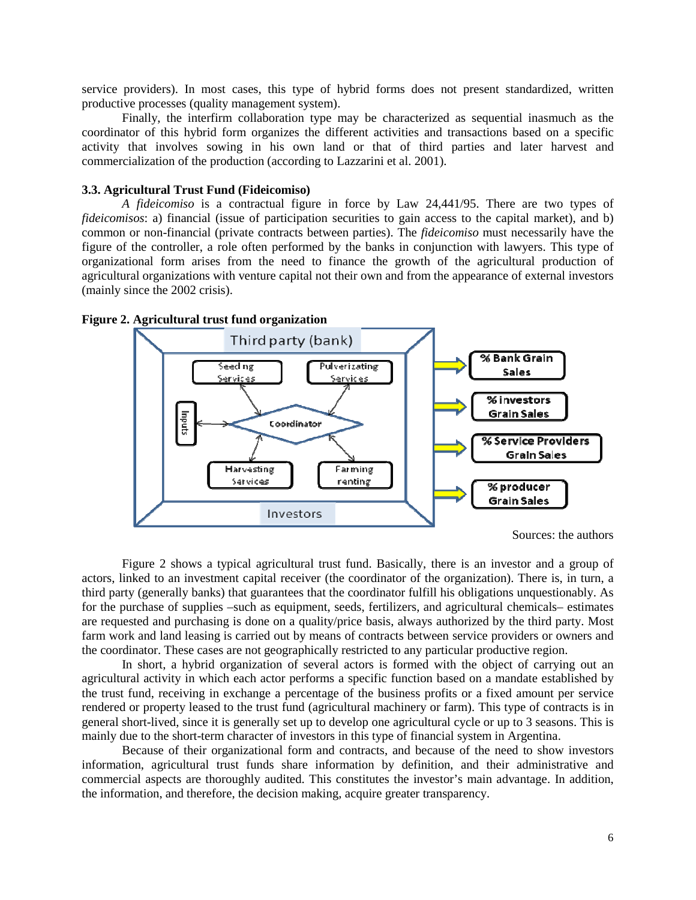service providers). In most cases, this type of hybrid forms does not present standardized, written productive processes (quality management system).

Finally, the interfirm collaboration type may be characterized as sequential inasmuch as the coordinator of this hybrid form organizes the different activities and transactions based on a specific activity that involves sowing in his own land or that of third parties and later harvest and commercialization of the production (according to Lazzarini et al. 2001).

### 3.3. Agricultural Trust Fund (Fideicomiso)

*A fideicomiso* is a contractual figure in force by Law 24,441/95. There are two types of *fideicomisos*: a) financial (issue of participation securities to gain access to the capital market), and b) common or non-financial (private contracts between parties). The *fideicomiso* must necessarily have the figure of the controller, a role often performed by the banks in conjunction with lawyers. This type of organizational form arises from the need to finance the growth of the agricultural production of agricultural organizations with venture capital not their own and from the appearance of external investors (mainly since the 2002 crisis).

**Figure 2. Agricultural trust fund organization**

Third party (bank)

Seeding Services | Pulverizating Services | Inputs | Coordinator | Harvesting Services | Farming renting

Investors

% Bank Grain Sales

% investors Grain Sales

% Service Providers Grain Sales

% producer Grain Sales

Sources: the authors

Figure 2 shows a typical agricultural trust fund. Basically, there is an investor and a group of actors, linked to an investment capital receiver (the coordinator of the organization). There is, in turn, a third party (generally banks) that guarantees that the coordinator fulfill his obligations unquestionably. As for the purchase of supplies –such as equipment, seeds, fertilizers, and agricultural chemicals– estimates are requested and purchasing is done on a quality/price basis, always authorized by the third party. Most farm work and land leasing is carried out by means of contracts between service providers or owners and the coordinator. These cases are not geographically restricted to any particular productive region.

In short, a hybrid organization of several actors is formed with the object of carrying out an agricultural activity in which each actor performs a specific function based on a mandate established by the trust fund, receiving in exchange a percentage of the business profits or a fixed amount per service rendered or property leased to the trust fund (agricultural machinery or farm). This type of contracts is in general short-lived, since it is generally set up to develop one agricultural cycle or up to 3 seasons. This is mainly due to the short-term character of investors in this type of financial system in Argentina.

Because of their organizational form and contracts, and because of the need to show investors information, agricultural trust funds share information by definition, and their administrative and commercial aspects are thoroughly audited. This constitutes the investor's main advantage. In addition, the information, and therefore, the decision making, acquire greater transparency.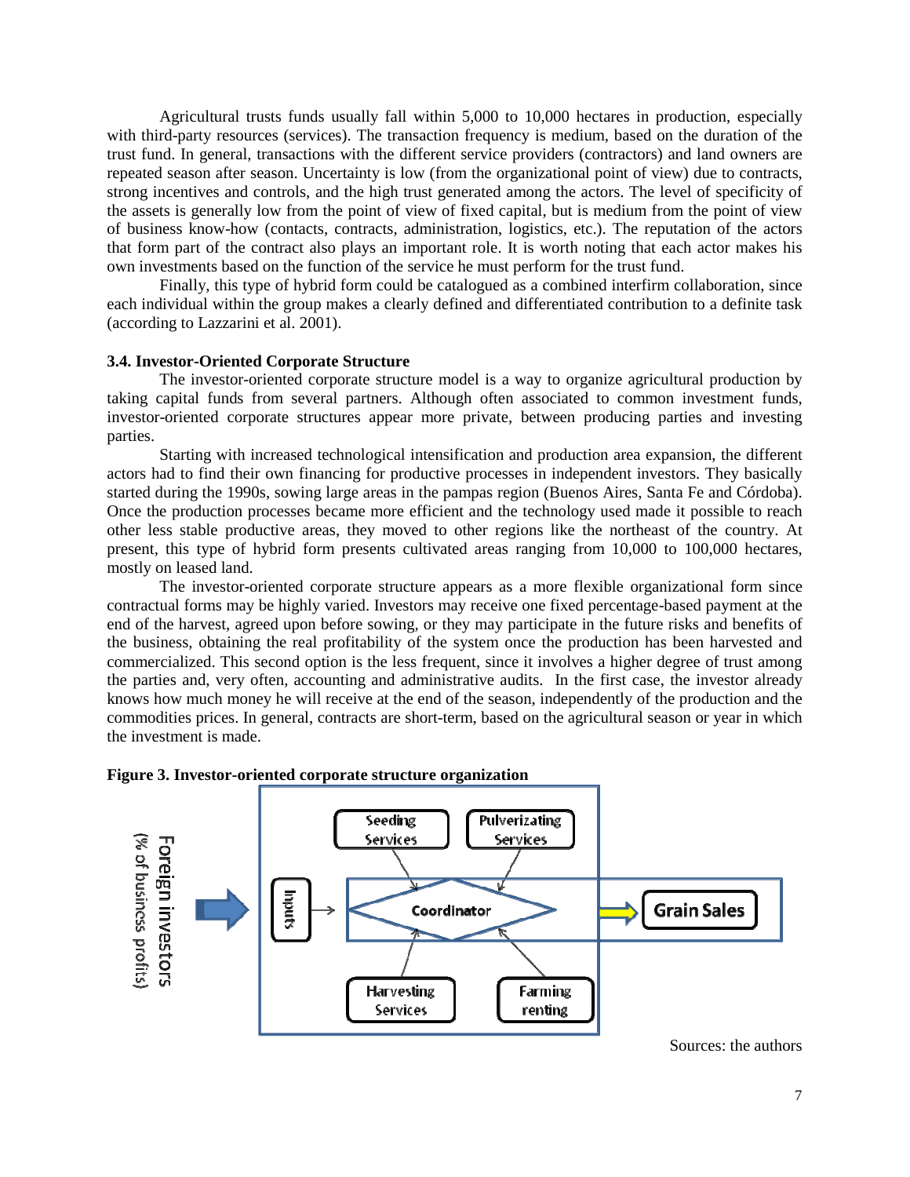Agricultural trusts funds usually fall within 5,000 to 10,000 hectares in production, especially with third-party resources (services). The transaction frequency is medium, based on the duration of the trust fund. In general, transactions with the different service providers (contractors) and land owners are repeated season after season. Uncertainty is low (from the organizational point of view) due to contracts, strong incentives and controls, and the high trust generated among the actors. The level of specificity of the assets is generally low from the point of view of fixed capital, but is medium from the point of view of business know-how (contacts, contracts, administration, logistics, etc.). The reputation of the actors that form part of the contract also plays an important role. It is worth noting that each actor makes his own investments based on the function of the service he must perform for the trust fund.

Finally, this type of hybrid form could be catalogued as a combined interfirm collaboration, since each individual within the group makes a clearly defined and differentiated contribution to a definite task (according to Lazzarini et al. 2001).

### 3.4. Investor-Oriented Corporate Structure

The investor-oriented corporate structure model is a way to organize agricultural production by taking capital funds from several partners. Although often associated to common investment funds, investor-oriented corporate structures appear more private, between producing parties and investing parties.

Starting with increased technological intensification and production area expansion, the different actors had to find their own financing for productive processes in independent investors. They basically started during the 1990s, sowing large areas in the pampas region (Buenos Aires, Santa Fe and Córdoba). Once the production processes became more efficient and the technology used made it possible to reach other less stable productive areas, they moved to other regions like the northeast of the country. At present, this type of hybrid form presents cultivated areas ranging from 10,000 to 100,000 hectares, mostly on leased land.

The investor-oriented corporate structure appears as a more flexible organizational form since contractual forms may be highly varied. Investors may receive one fixed percentage-based payment at the end of the harvest, agreed upon before sowing, or they may participate in the future risks and benefits of the business, obtaining the real profitability of the system once the production has been harvested and commercialized. This second option is the less frequent, since it involves a higher degree of trust among the parties and, very often, accounting and administrative audits. In the first case, the investor already knows how much money he will receive at the end of the season, independently of the production and the commodities prices. In general, contracts are short-term, based on the agricultural season or year in which the investment is made.

**Figure 3. Investor-oriented corporate structure organization**

Foreign investors (% of business profits) → Inputs → Coordinator (Seeding Services, Pulverizating Services, Harvesting Services, Farming renting) → Grain Sales

Sources: the authors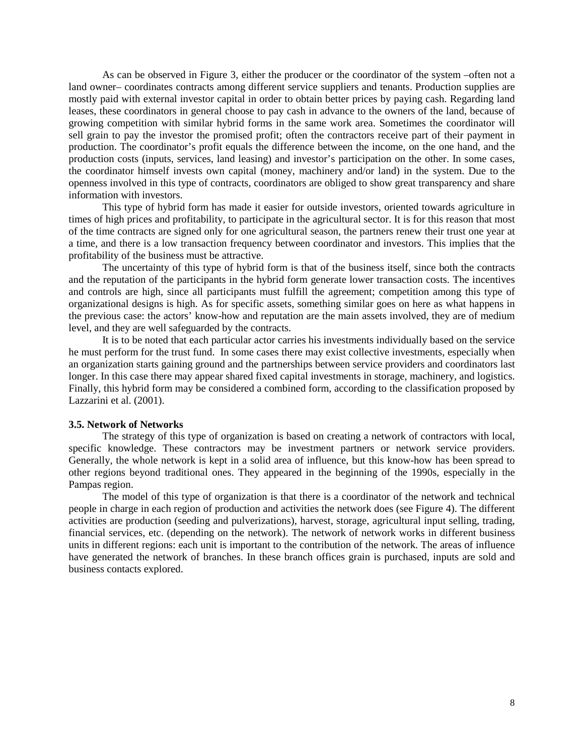As can be observed in Figure 3, either the producer or the coordinator of the system –often not a land owner– coordinates contracts among different service suppliers and tenants. Production supplies are mostly paid with external investor capital in order to obtain better prices by paying cash. Regarding land leases, these coordinators in general choose to pay cash in advance to the owners of the land, because of growing competition with similar hybrid forms in the same work area. Sometimes the coordinator will sell grain to pay the investor the promised profit; often the contractors receive part of their payment in production. The coordinator's profit equals the difference between the income, on the one hand, and the production costs (inputs, services, land leasing) and investor's participation on the other. In some cases, the coordinator himself invests own capital (money, machinery and/or land) in the system. Due to the openness involved in this type of contracts, coordinators are obliged to show great transparency and share information with investors.

This type of hybrid form has made it easier for outside investors, oriented towards agriculture in times of high prices and profitability, to participate in the agricultural sector. It is for this reason that most of the time contracts are signed only for one agricultural season, the partners renew their trust one year at a time, and there is a low transaction frequency between coordinator and investors. This implies that the profitability of the business must be attractive.

The uncertainty of this type of hybrid form is that of the business itself, since both the contracts and the reputation of the participants in the hybrid form generate lower transaction costs. The incentives and controls are high, since all participants must fulfill the agreement; competition among this type of organizational designs is high. As for specific assets, something similar goes on here as what happens in the previous case: the actors' know-how and reputation are the main assets involved, they are of medium level, and they are well safeguarded by the contracts.

It is to be noted that each particular actor carries his investments individually based on the service he must perform for the trust fund. In some cases there may exist collective investments, especially when an organization starts gaining ground and the partnerships between service providers and coordinators last longer. In this case there may appear shared fixed capital investments in storage, machinery, and logistics. Finally, this hybrid form may be considered a combined form, according to the classification proposed by Lazzarini et al. (2001).

### 3.5. Network of Networks

The strategy of this type of organization is based on creating a network of contractors with local, specific knowledge. These contractors may be investment partners or network service providers. Generally, the whole network is kept in a solid area of influence, but this know-how has been spread to other regions beyond traditional ones. They appeared in the beginning of the 1990s, especially in the Pampas region.

The model of this type of organization is that there is a coordinator of the network and technical people in charge in each region of production and activities the network does (see Figure 4). The different activities are production (seeding and pulverizations), harvest, storage, agricultural input selling, trading, financial services, etc. (depending on the network). The network of network works in different business units in different regions: each unit is important to the contribution of the network. The areas of influence have generated the network of branches. In these branch offices grain is purchased, inputs are sold and business contacts explored.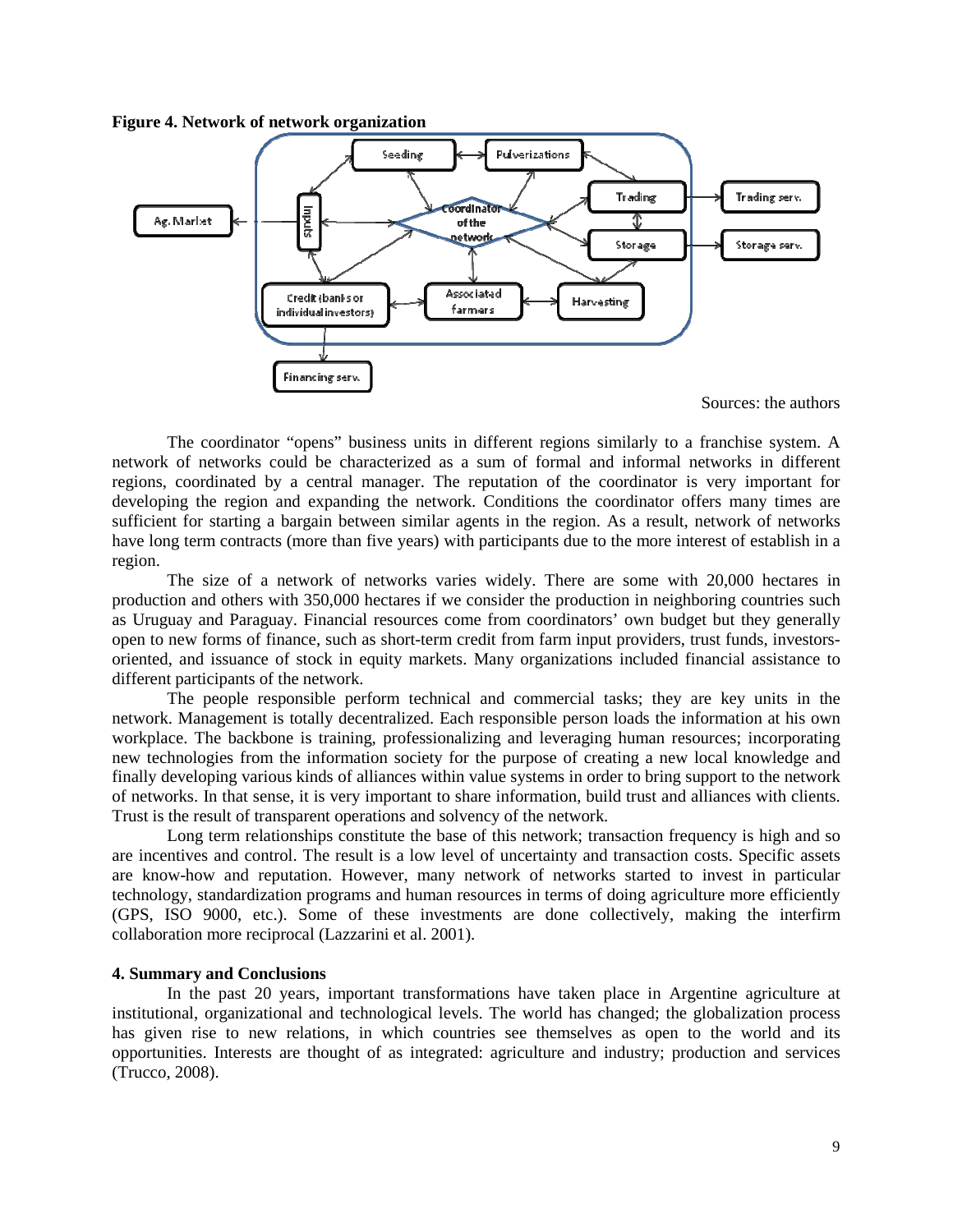**Figure 4. Network of network organization**

Sources: the authors

The coordinator "opens" business units in different regions similarly to a franchise system. A network of networks could be characterized as a sum of formal and informal networks in different regions, coordinated by a central manager. The reputation of the coordinator is very important for developing the region and expanding the network. Conditions the coordinator offers many times are sufficient for starting a bargain between similar agents in the region. As a result, network of networks have long term contracts (more than five years) with participants due to the more interest of establish in a region.

The size of a network of networks varies widely. There are some with 20,000 hectares in production and others with 350,000 hectares if we consider the production in neighboring countries such as Uruguay and Paraguay. Financial resources come from coordinators' own budget but they generally open to new forms of finance, such as short-term credit from farm input providers, trust funds, investors-oriented, and issuance of stock in equity markets. Many organizations included financial assistance to different participants of the network.

The people responsible perform technical and commercial tasks; they are key units in the network. Management is totally decentralized. Each responsible person loads the information at his own workplace. The backbone is training, professionalizing and leveraging human resources; incorporating new technologies from the information society for the purpose of creating a new local knowledge and finally developing various kinds of alliances within value systems in order to bring support to the network of networks. In that sense, it is very important to share information, build trust and alliances with clients. Trust is the result of transparent operations and solvency of the network.

Long term relationships constitute the base of this network; transaction frequency is high and so are incentives and control. The result is a low level of uncertainty and transaction costs. Specific assets are know-how and reputation. However, many network of networks started to invest in particular technology, standardization programs and human resources in terms of doing agriculture more efficiently (GPS, ISO 9000, etc.). Some of these investments are done collectively, making the interfirm collaboration more reciprocal (Lazzarini et al. 2001).

## 4. Summary and Conclusions

In the past 20 years, important transformations have taken place in Argentine agriculture at institutional, organizational and technological levels. The world has changed; the globalization process has given rise to new relations, in which countries see themselves as open to the world and its opportunities. Interests are thought of as integrated: agriculture and industry; production and services (Trucco, 2008).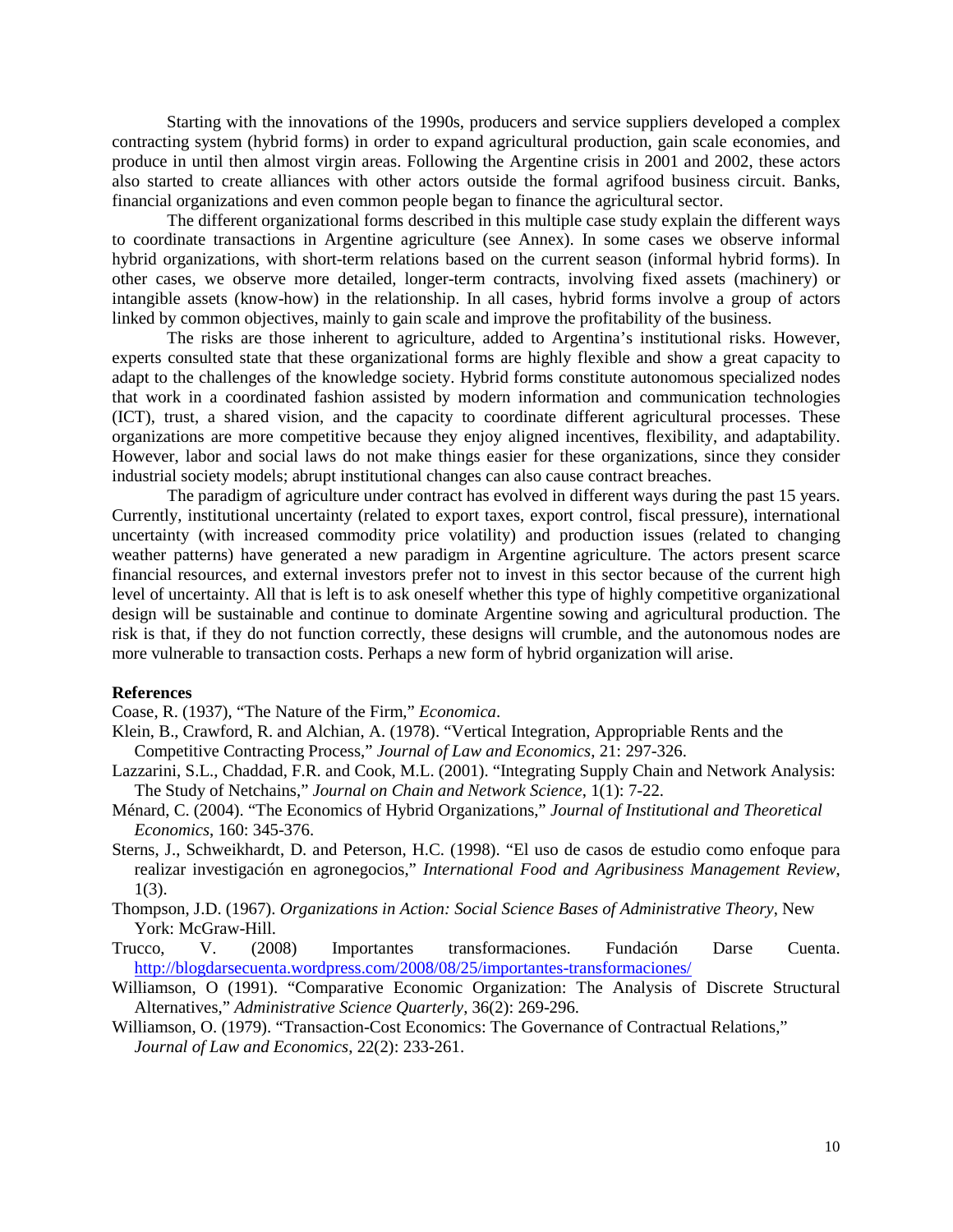Starting with the innovations of the 1990s, producers and service suppliers developed a complex contracting system (hybrid forms) in order to expand agricultural production, gain scale economies, and produce in until then almost virgin areas. Following the Argentine crisis in 2001 and 2002, these actors also started to create alliances with other actors outside the formal agrifood business circuit. Banks, financial organizations and even common people began to finance the agricultural sector.

The different organizational forms described in this multiple case study explain the different ways to coordinate transactions in Argentine agriculture (see Annex). In some cases we observe informal hybrid organizations, with short-term relations based on the current season (informal hybrid forms). In other cases, we observe more detailed, longer-term contracts, involving fixed assets (machinery) or intangible assets (know-how) in the relationship. In all cases, hybrid forms involve a group of actors linked by common objectives, mainly to gain scale and improve the profitability of the business.

The risks are those inherent to agriculture, added to Argentina's institutional risks. However, experts consulted state that these organizational forms are highly flexible and show a great capacity to adapt to the challenges of the knowledge society. Hybrid forms constitute autonomous specialized nodes that work in a coordinated fashion assisted by modern information and communication technologies (ICT), trust, a shared vision, and the capacity to coordinate different agricultural processes. These organizations are more competitive because they enjoy aligned incentives, flexibility, and adaptability. However, labor and social laws do not make things easier for these organizations, since they consider industrial society models; abrupt institutional changes can also cause contract breaches.

The paradigm of agriculture under contract has evolved in different ways during the past 15 years. Currently, institutional uncertainty (related to export taxes, export control, fiscal pressure), international uncertainty (with increased commodity price volatility) and production issues (related to changing weather patterns) have generated a new paradigm in Argentine agriculture. The actors present scarce financial resources, and external investors prefer not to invest in this sector because of the current high level of uncertainty. All that is left is to ask oneself whether this type of highly competitive organizational design will be sustainable and continue to dominate Argentine sowing and agricultural production. The risk is that, if they do not function correctly, these designs will crumble, and the autonomous nodes are more vulnerable to transaction costs. Perhaps a new form of hybrid organization will arise.

**References**

Coase, R. (1937), "The Nature of the Firm," *Economica*.

Klein, B., Crawford, R. and Alchian, A. (1978). "Vertical Integration, Appropriable Rents and the Competitive Contracting Process," *Journal of Law and Economics*, 21: 297-326.

Lazzarini, S.L., Chaddad, F.R. and Cook, M.L. (2001). "Integrating Supply Chain and Network Analysis: The Study of Netchains," *Journal on Chain and Network Science*, 1(1): 7-22.

Ménard, C. (2004). "The Economics of Hybrid Organizations," *Journal of Institutional and Theoretical Economics*, 160: 345-376.

Sterns, J., Schweikhardt, D. and Peterson, H.C. (1998). "El uso de casos de estudio como enfoque para realizar investigación en agronegocios," *International Food and Agribusiness Management Review*, 1(3).

Thompson, J.D. (1967). *Organizations in Action: Social Science Bases of Administrative Theory*, New York: McGraw-Hill.

Trucco, V. (2008) Importantes transformaciones. Fundación Darse Cuenta. http://blogdarsecuenta.wordpress.com/2008/08/25/importantes-transformaciones/

Williamson, O (1991). "Comparative Economic Organization: The Analysis of Discrete Structural Alternatives," *Administrative Science Quarterly*, 36(2): 269-296.

Williamson, O. (1979). "Transaction-Cost Economics: The Governance of Contractual Relations," *Journal of Law and Economics*, 22(2): 233-261.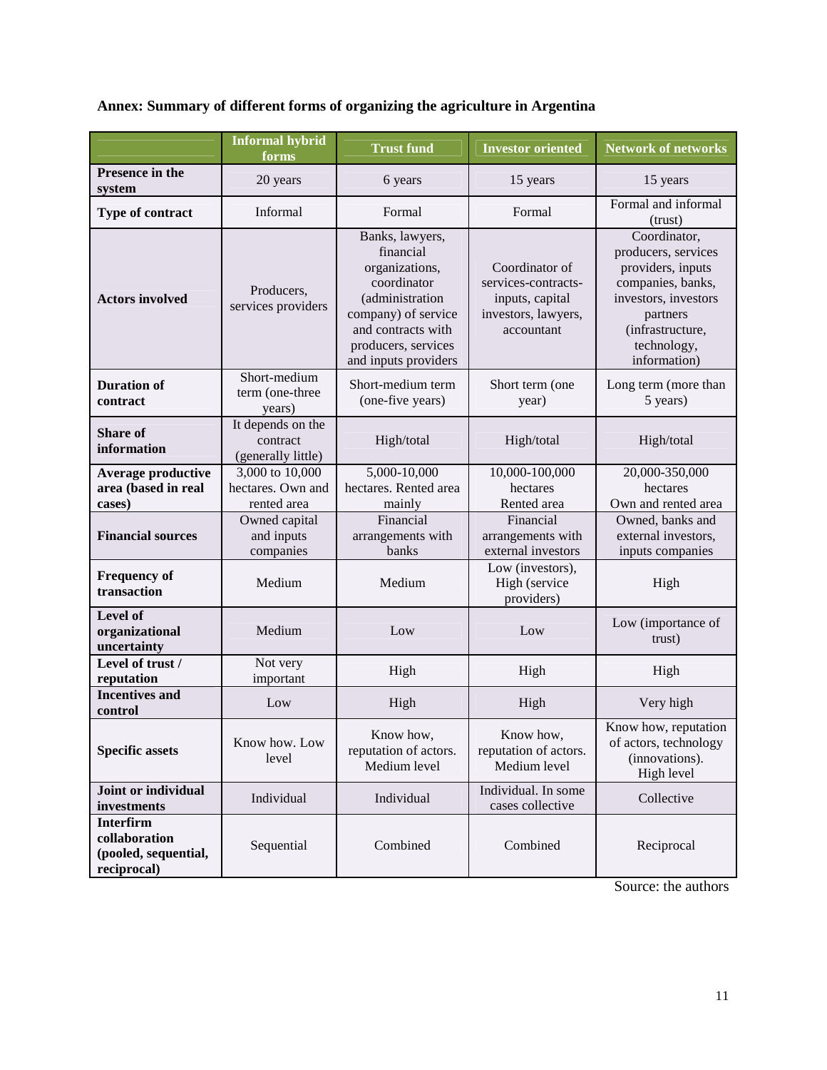**Annex: Summary of different forms of organizing the agriculture in Argentina**

| | Informal hybrid forms | Trust fund | Investor oriented | Network of networks |
|---|---|---|---|---|
| **Presence in the system** | 20 years | 6 years | 15 years | 15 years |
| **Type of contract** | Informal | Formal | Formal | Formal and informal (trust) |
| **Actors involved** | Producers, services providers | Banks, lawyers, financial organizations, coordinator (administration company) of service and contracts with producers, services and inputs providers | Coordinator of services-contracts-inputs, capital investors, lawyers, accountant | Coordinator, producers, services providers, inputs companies, banks, investors, investors partners (infrastructure, technology, information) |
| **Duration of contract** | Short-medium term (one-three years) | Short-medium term (one-five years) | Short term (one year) | Long term (more than 5 years) |
| **Share of information** | It depends on the contract (generally little) | High/total | High/total | High/total |
| **Average productive area (based in real cases)** | 3,000 to 10,000 hectares. Own and rented area | 5,000-10,000 hectares. Rented area mainly | 10,000-100,000 hectares Rented area | 20,000-350,000 hectares Own and rented area |
| **Financial sources** | Owned capital and inputs companies | Financial arrangements with banks | Financial arrangements with external investors | Owned, banks and external investors, inputs companies |
| **Frequency of transaction** | Medium | Medium | Low (investors), High (service providers) | High |
| **Level of organizational uncertainty** | Medium | Low | Low | Low (importance of trust) |
| **Level of trust / reputation** | Not very important | High | High | High |
| **Incentives and control** | Low | High | High | Very high |
| **Specific assets** | Know how. Low level | Know how, reputation of actors. Medium level | Know how, reputation of actors. Medium level | Know how, reputation of actors, technology (innovations). High level |
| **Joint or individual investments** | Individual | Individual | Individual. In some cases collective | Collective |
| **Interfirm collaboration (pooled, sequential, reciprocal)** | Sequential | Combined | Combined | Reciprocal |

Source: the authors